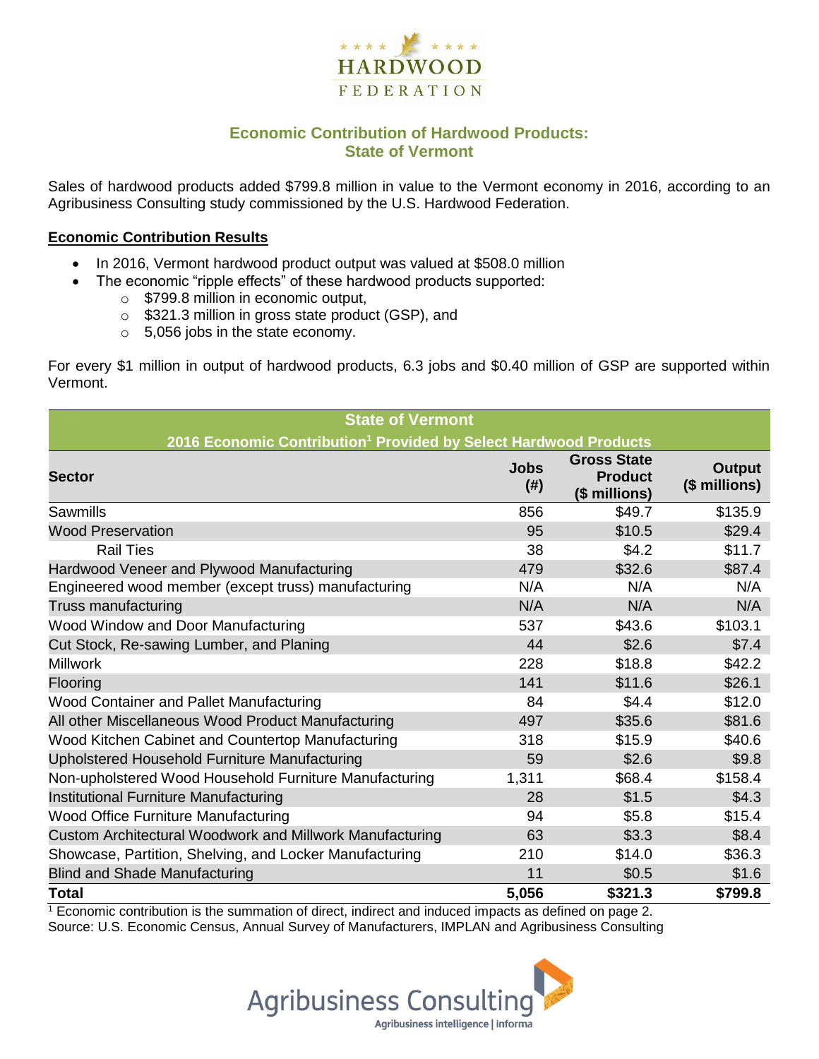HARDWOOD FEDERATION

## Economic Contribution of Hardwood Products: State of Vermont

Sales of hardwood products added $799.8 million in value to the Vermont economy in 2016, according to an Agribusiness Consulting study commissioned by the U.S. Hardwood Federation.

### Economic Contribution Results

- In 2016, Vermont hardwood product output was valued at $508.0 million
- The economic "ripple effects" of these hardwood products supported:
  - $799.8 million in economic output,
  - $321.3 million in gross state product (GSP), and
  - 5,056 jobs in the state economy.

For every $1 million in output of hardwood products, 6.3 jobs and $0.40 million of GSP are supported within Vermont.

| State of Vermont<br>2016 Economic Contribution[1] Provided by Select Hardwood Products | | | |
|---|---|---|---|
| **Sector** | **Jobs (#)** | **Gross State Product ($ millions)** | **Output ($ millions)** |
| Sawmills | 856 | $49.7 | $135.9 |
| Wood Preservation | 95 | $10.5 | $29.4 |
| Rail Ties | 38 | $4.2 | $11.7 |
| Hardwood Veneer and Plywood Manufacturing | 479 | $32.6 | $87.4 |
| Engineered wood member (except truss) manufacturing | N/A | N/A | N/A |
| Truss manufacturing | N/A | N/A | N/A |
| Wood Window and Door Manufacturing | 537 | $43.6 | $103.1 |
| Cut Stock, Re-sawing Lumber, and Planing | 44 | $2.6 | $7.4 |
| Millwork | 228 | $18.8 | $42.2 |
| Flooring | 141 | $11.6 | $26.1 |
| Wood Container and Pallet Manufacturing | 84 | $4.4 | $12.0 |
| All other Miscellaneous Wood Product Manufacturing | 497 | $35.6 | $81.6 |
| Wood Kitchen Cabinet and Countertop Manufacturing | 318 | $15.9 | $40.6 |
| Upholstered Household Furniture Manufacturing | 59 | $2.6 | $9.8 |
| Non-upholstered Wood Household Furniture Manufacturing | 1,311 | $68.4 | $158.4 |
| Institutional Furniture Manufacturing | 28 | $1.5 | $4.3 |
| Wood Office Furniture Manufacturing | 94 | $5.8 | $15.4 |
| Custom Architectural Woodwork and Millwork Manufacturing | 63 | $3.3 | $8.4 |
| Showcase, Partition, Shelving, and Locker Manufacturing | 210 | $14.0 | $36.3 |
| Blind and Shade Manufacturing | 11 | $0.5 | $1.6 |
| **Total** | **5,056** | **$321.3** | **$799.8** |

[1] Economic contribution is the summation of direct, indirect and induced impacts as defined on page 2.
Source: U.S. Economic Census, Annual Survey of Manufacturers, IMPLAN and Agribusiness Consulting

Agribusiness Consulting
Agribusiness intelligence | informa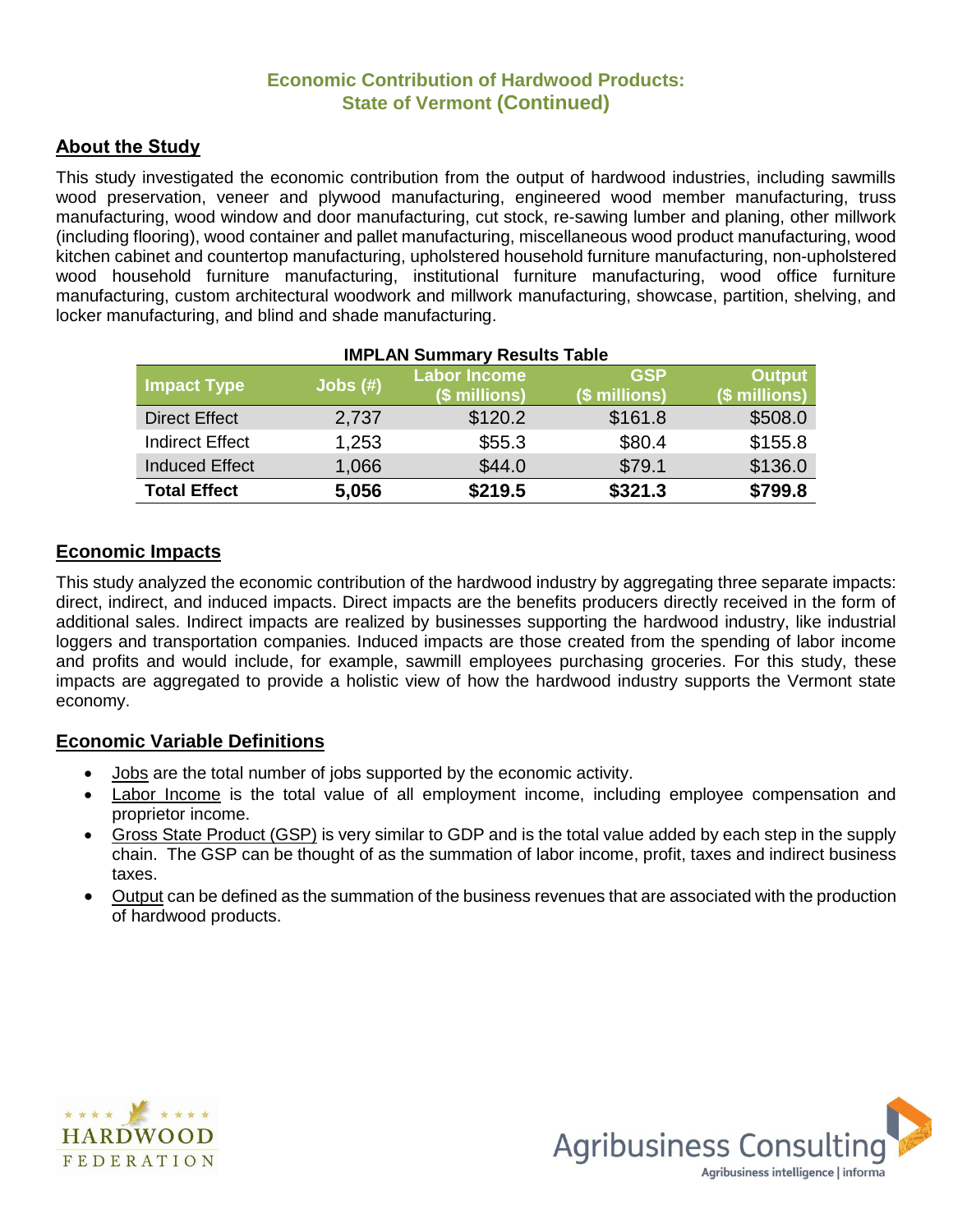# Economic Contribution of Hardwood Products: State of Vermont (Continued)

## About the Study

This study investigated the economic contribution from the output of hardwood industries, including sawmills wood preservation, veneer and plywood manufacturing, engineered wood member manufacturing, truss manufacturing, wood window and door manufacturing, cut stock, re-sawing lumber and planing, other millwork (including flooring), wood container and pallet manufacturing, miscellaneous wood product manufacturing, wood kitchen cabinet and countertop manufacturing, upholstered household furniture manufacturing, non-upholstered wood household furniture manufacturing, institutional furniture manufacturing, wood office furniture manufacturing, custom architectural woodwork and millwork manufacturing, showcase, partition, shelving, and locker manufacturing, and blind and shade manufacturing.

**IMPLAN Summary Results Table**

| Impact Type | Jobs (#) | Labor Income ($ millions) | GSP ($ millions) | Output ($ millions) |
|---|---|---|---|---|
| Direct Effect | 2,737 | $120.2 | $161.8 | $508.0 |
| Indirect Effect | 1,253 | $55.3 | $80.4 | $155.8 |
| Induced Effect | 1,066 | $44.0 | $79.1 | $136.0 |
| **Total Effect** | **5,056** | **$219.5** | **$321.3** | **$799.8** |

## Economic Impacts

This study analyzed the economic contribution of the hardwood industry by aggregating three separate impacts: direct, indirect, and induced impacts. Direct impacts are the benefits producers directly received in the form of additional sales. Indirect impacts are realized by businesses supporting the hardwood industry, like industrial loggers and transportation companies. Induced impacts are those created from the spending of labor income and profits and would include, for example, sawmill employees purchasing groceries. For this study, these impacts are aggregated to provide a holistic view of how the hardwood industry supports the Vermont state economy.

## Economic Variable Definitions

- Jobs are the total number of jobs supported by the economic activity.
- Labor Income is the total value of all employment income, including employee compensation and proprietor income.
- Gross State Product (GSP) is very similar to GDP and is the total value added by each step in the supply chain. The GSP can be thought of as the summation of labor income, profit, taxes and indirect business taxes.
- Output can be defined as the summation of the business revenues that are associated with the production of hardwood products.

HARDWOOD FEDERATION

Agribusiness Consulting
Agribusiness intelligence | informa